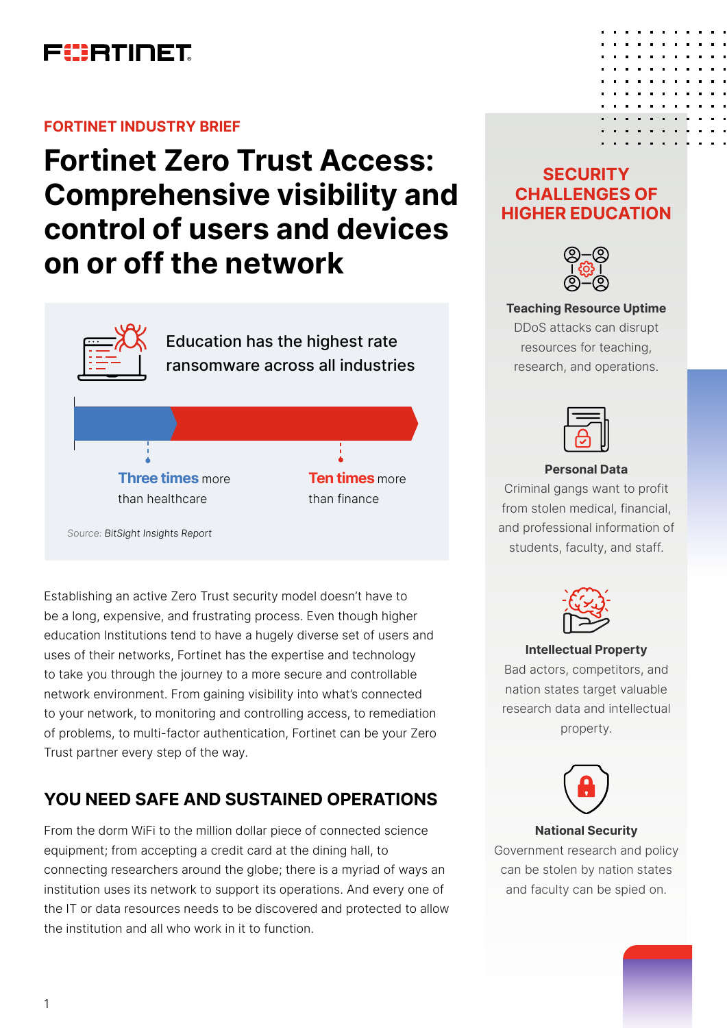FORTINET INDUSTRY BRIEF

# Fortinet Zero Trust Access: Comprehensive visibility and control of users and devices on or off the network

Education has the highest rate ransomware across all industries

**Three times** more than healthcare

**Ten times** more than finance

Source: *BitSight Insights Report*

Establishing an active Zero Trust security model doesn't have to be a long, expensive, and frustrating process. Even though higher education Institutions tend to have a hugely diverse set of users and uses of their networks, Fortinet has the expertise and technology to take you through the journey to a more secure and controllable network environment. From gaining visibility into what's connected to your network, to monitoring and controlling access, to remediation of problems, to multi-factor authentication, Fortinet can be your Zero Trust partner every step of the way.

## YOU NEED SAFE AND SUSTAINED OPERATIONS

From the dorm WiFi to the million dollar piece of connected science equipment; from accepting a credit card at the dining hall, to connecting researchers around the globe; there is a myriad of ways an institution uses its network to support its operations. And every one of the IT or data resources needs to be discovered and protected to allow the institution and all who work in it to function.

## SECURITY CHALLENGES OF HIGHER EDUCATION

**Teaching Resource Uptime**
DDoS attacks can disrupt resources for teaching, research, and operations.

**Personal Data**
Criminal gangs want to profit from stolen medical, financial, and professional information of students, faculty, and staff.

**Intellectual Property**
Bad actors, competitors, and nation states target valuable research data and intellectual property.

**National Security**
Government research and policy can be stolen by nation states and faculty can be spied on.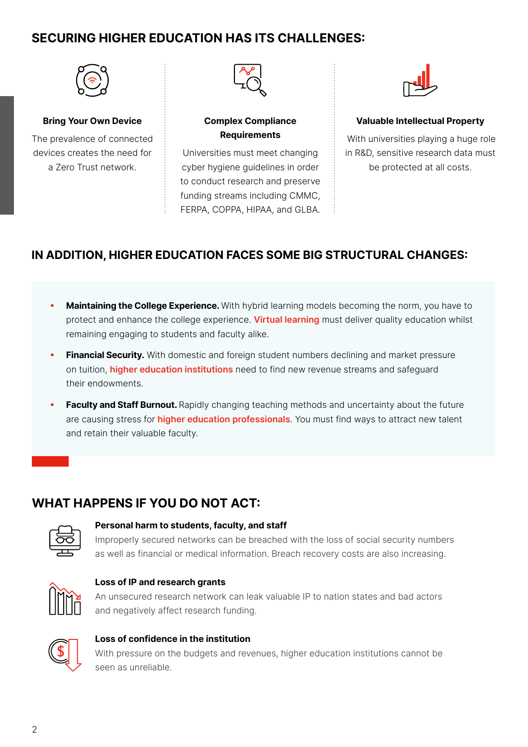## SECURING HIGHER EDUCATION HAS ITS CHALLENGES:

### Bring Your Own Device

The prevalence of connected devices creates the need for a Zero Trust network.

### Complex Compliance Requirements

Universities must meet changing cyber hygiene guidelines in order to conduct research and preserve funding streams including CMMC, FERPA, COPPA, HIPAA, and GLBA.

### Valuable Intellectual Property

With universities playing a huge role in R&D, sensitive research data must be protected at all costs.

## IN ADDITION, HIGHER EDUCATION FACES SOME BIG STRUCTURAL CHANGES:

- **Maintaining the College Experience.** With hybrid learning models becoming the norm, you have to protect and enhance the college experience. **Virtual learning** must deliver quality education whilst remaining engaging to students and faculty alike.
- **Financial Security.** With domestic and foreign student numbers declining and market pressure on tuition, **higher education institutions** need to find new revenue streams and safeguard their endowments.
- **Faculty and Staff Burnout.** Rapidly changing teaching methods and uncertainty about the future are causing stress for **higher education professionals**. You must find ways to attract new talent and retain their valuable faculty.

## WHAT HAPPENS IF YOU DO NOT ACT:

### Personal harm to students, faculty, and staff

Improperly secured networks can be breached with the loss of social security numbers as well as financial or medical information. Breach recovery costs are also increasing.

### Loss of IP and research grants

An unsecured research network can leak valuable IP to nation states and bad actors and negatively affect research funding.

### Loss of confidence in the institution

With pressure on the budgets and revenues, higher education institutions cannot be seen as unreliable.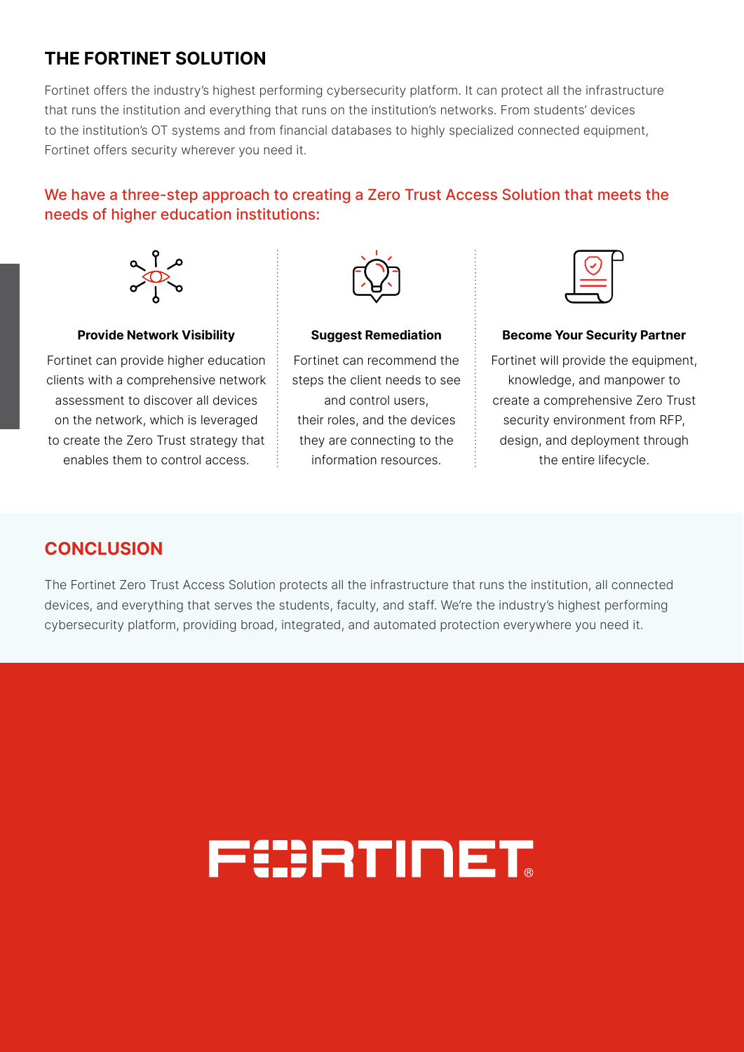## THE FORTINET SOLUTION

Fortinet offers the industry's highest performing cybersecurity platform. It can protect all the infrastructure that runs the institution and everything that runs on the institution's networks. From students' devices to the institution's OT systems and from financial databases to highly specialized connected equipment, Fortinet offers security wherever you need it.

We have a three-step approach to creating a Zero Trust Access Solution that meets the needs of higher education institutions:

**Provide Network Visibility**

Fortinet can provide higher education clients with a comprehensive network assessment to discover all devices on the network, which is leveraged to create the Zero Trust strategy that enables them to control access.

**Suggest Remediation**

Fortinet can recommend the steps the client needs to see and control users, their roles, and the devices they are connecting to the information resources.

**Become Your Security Partner**

Fortinet will provide the equipment, knowledge, and manpower to create a comprehensive Zero Trust security environment from RFP, design, and deployment through the entire lifecycle.

## CONCLUSION

The Fortinet Zero Trust Access Solution protects all the infrastructure that runs the institution, all connected devices, and everything that serves the students, faculty, and staff. We're the industry's highest performing cybersecurity platform, providing broad, integrated, and automated protection everywhere you need it.

FORTINET®